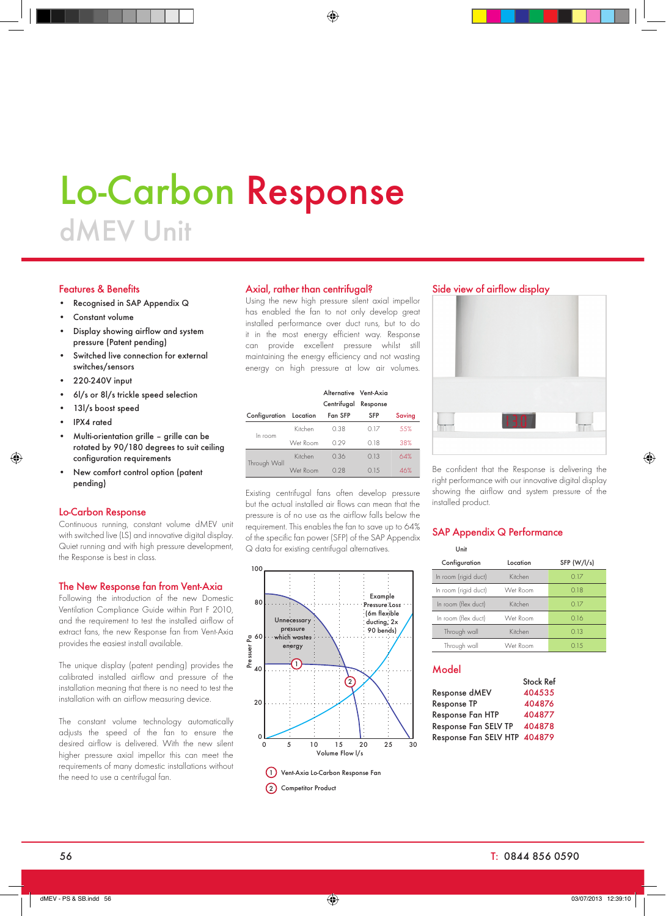# Lo-Carbon Response

## dMEV Unit

### Features & Benefits

- Recognised in SAP Appendix Q
- Constant volume
- Display showing airflow and system pressure (Patent pending)
- Switched live connection for external switches/sensors
- 220-240V input
- 6l/s or 8l/s trickle speed selection
- 13l/s boost speed
- IPX4 rated
- Multi-orientation grille – grille can be rotated by 90/180 degrees to suit ceiling configuration requirements
- New comfort control option (patent pending)

### Lo-Carbon Response

Continuous running, constant volume dMEV unit with switched live (LS) and innovative digital display. Quiet running and with high pressure development, the Response is best in class.

### The New Response fan from Vent-Axia

Following the introduction of the new Domestic Ventilation Compliance Guide within Part F 2010, and the requirement to test the installed airflow of extract fans, the new Response fan from Vent-Axia provides the easiest install available.

The unique display (patent pending) provides the calibrated installed airflow and pressure of the installation meaning that there is no need to test the installation with an airflow measuring device.

The constant volume technology automatically adjusts the speed of the fan to ensure the desired airflow is delivered. With the new silent higher pressure axial impellor this can meet the requirements of many domestic installations without the need to use a centrifugal fan.

### Axial, rather than centrifugal?

Using the new high pressure silent axial impellor has enabled the fan to not only develop great installed performance over duct runs, but to do it in the most energy efficient way. Response can provide excellent pressure whilst still maintaining the energy efficiency and not wasting energy on high pressure at low air volumes.

| Configuration | Location | Alternative Centrifugal Fan SFP | Vent-Axia Response SFP | Saving |
|---|---|---|---|---|
| In room | Kitchen | 0.38 | 0.17 | 55% |
| | Wet Room | 0.29 | 0.18 | 38% |
| Through Wall | Kitchen | 0.36 | 0.13 | 64% |
| | Wet Room | 0.28 | 0.15 | 46% |

Existing centrifugal fans often develop pressure but the actual installed air flows can mean that the pressure is of no use as the airflow falls below the requirement. This enables the fan to save up to 64% of the specific fan power (SFP) of the SAP Appendix Q data for existing centrifugal alternatives.

(1) Vent-Axia Lo-Carbon Response Fan

(2) Competitor Product

### Side view of airflow display

Be confident that the Response is delivering the right performance with our innovative digital display showing the airflow and system pressure of the installed product.

### SAP Appendix Q Performance

| Unit Configuration | Location | SFP (W/l/s) |
|---|---|---|
| In room (rigid duct) | Kitchen | 0.17 |
| In room (rigid duct) | Wet Room | 0.18 |
| In room (flex duct) | Kitchen | 0.17 |
| In room (flex duct) | Wet Room | 0.16 |
| Through wall | Kitchen | 0.13 |
| Through wall | Wet Room | 0.15 |

### Model

| | Stock Ref |
|---|---|
| Response dMEV | 404535 |
| Response TP | 404876 |
| Response Fan HTP | 404877 |
| Response Fan SELV TP | 404878 |
| Response Fan SELV HTP | 404879 |

T: 0844 856 0590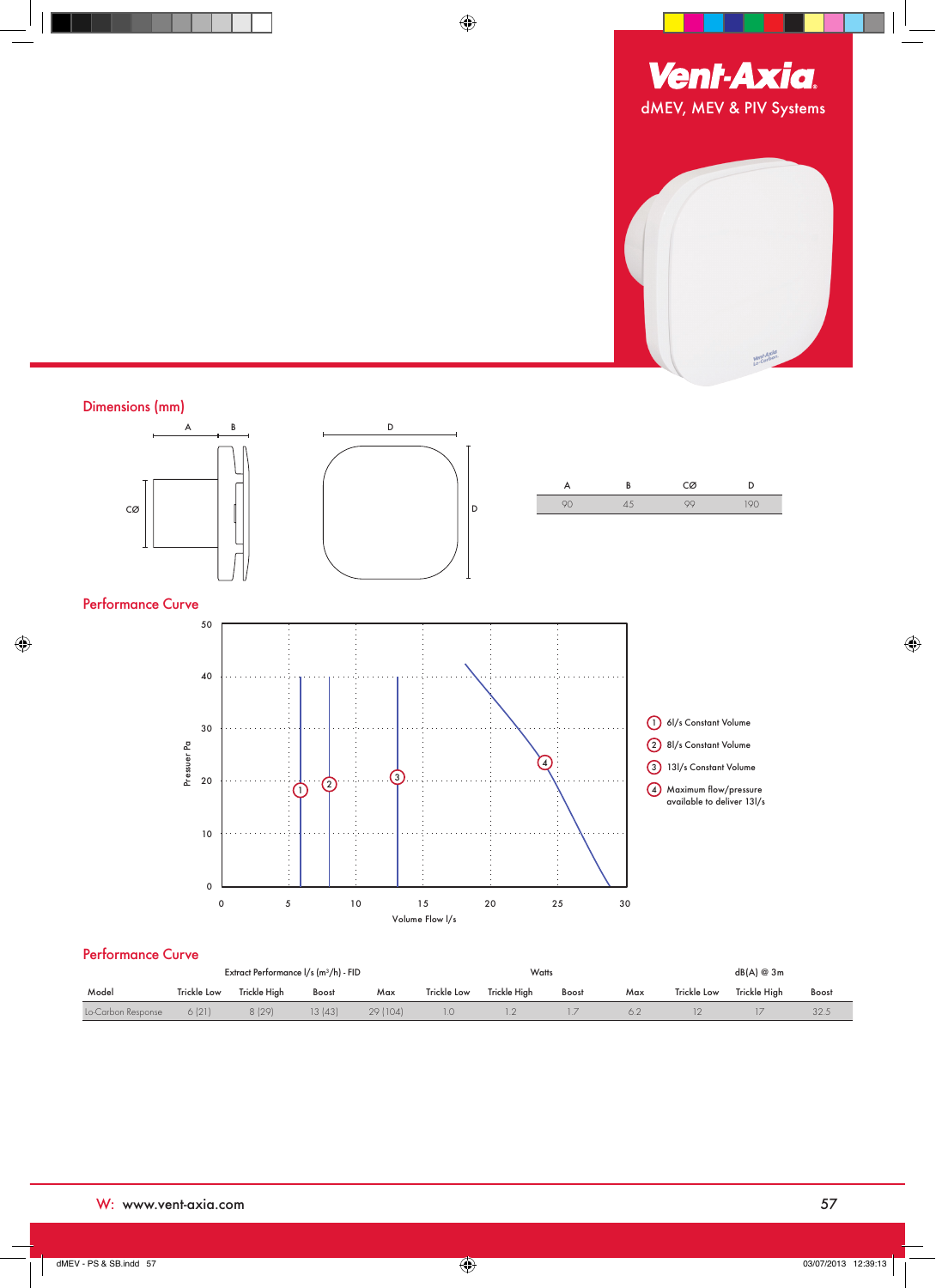# Vent-Axia

dMEV, MEV & PIV Systems

## Dimensions (mm)

A B D

CØ D

| A | B | CØ | D |
|---|---|---|---|
| 90 | 45 | 99 | 190 |

## Performance Curve

50
40
30
20
10
0

Pressuer Pa

0 5 10 15 20 25 30

Volume Flow l/s

1 6l/s Constant Volume

2 8l/s Constant Volume

3 13l/s Constant Volume

4 Maximum flow/pressure available to deliver 13l/s

## Performance Curve

| | Extract Performance l/s (m³/h) - FID | | | | Watts | | | | dB(A) @ 3m | | |
|---|---|---|---|---|---|---|---|---|---|---|---|
| Model | Trickle Low | Trickle High | Boost | Max | Trickle Low | Trickle High | Boost | Max | Trickle Low | Trickle High | Boost |
| Lo-Carbon Response | 6 (21) | 8 (29) | 13 (43) | 29 (104) | 1.0 | 1.2 | 1.7 | 6.2 | 12 | 17 | 32.5 |

W: www.vent-axia.com